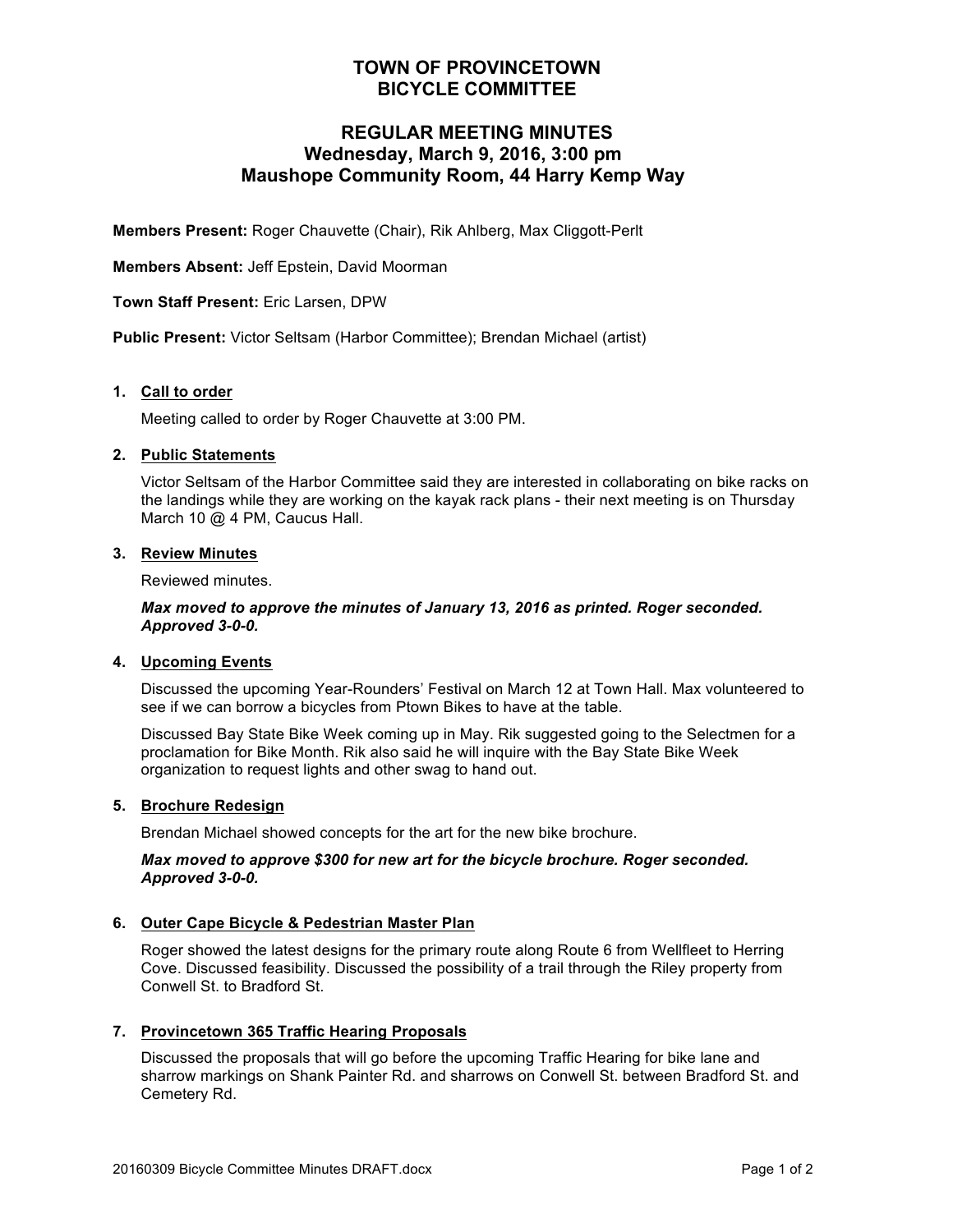# TOWN OF PROVINCETOWN
# BICYCLE COMMITTEE

## REGULAR MEETING MINUTES
## Wednesday, March 9, 2016, 3:00 pm
## Maushope Community Room, 44 Harry Kemp Way

**Members Present:** Roger Chauvette (Chair), Rik Ahlberg, Max Cliggott-Perlt

**Members Absent:** Jeff Epstein, David Moorman

**Town Staff Present:** Eric Larsen, DPW

**Public Present:** Victor Seltsam (Harbor Committee); Brendan Michael (artist)

1. **Call to order**

   Meeting called to order by Roger Chauvette at 3:00 PM.

2. **Public Statements**

   Victor Seltsam of the Harbor Committee said they are interested in collaborating on bike racks on the landings while they are working on the kayak rack plans - their next meeting is on Thursday March 10 @ 4 PM, Caucus Hall.

3. **Review Minutes**

   Reviewed minutes.

   ***Max moved to approve the minutes of January 13, 2016 as printed. Roger seconded. Approved 3-0-0.***

4. **Upcoming Events**

   Discussed the upcoming Year-Rounders' Festival on March 12 at Town Hall. Max volunteered to see if we can borrow a bicycles from Ptown Bikes to have at the table.

   Discussed Bay State Bike Week coming up in May. Rik suggested going to the Selectmen for a proclamation for Bike Month. Rik also said he will inquire with the Bay State Bike Week organization to request lights and other swag to hand out.

5. **Brochure Redesign**

   Brendan Michael showed concepts for the art for the new bike brochure.

   ***Max moved to approve $300 for new art for the bicycle brochure. Roger seconded. Approved 3-0-0.***

6. **Outer Cape Bicycle & Pedestrian Master Plan**

   Roger showed the latest designs for the primary route along Route 6 from Wellfleet to Herring Cove. Discussed feasibility. Discussed the possibility of a trail through the Riley property from Conwell St. to Bradford St.

7. **Provincetown 365 Traffic Hearing Proposals**

   Discussed the proposals that will go before the upcoming Traffic Hearing for bike lane and sharrow markings on Shank Painter Rd. and sharrows on Conwell St. between Bradford St. and Cemetery Rd.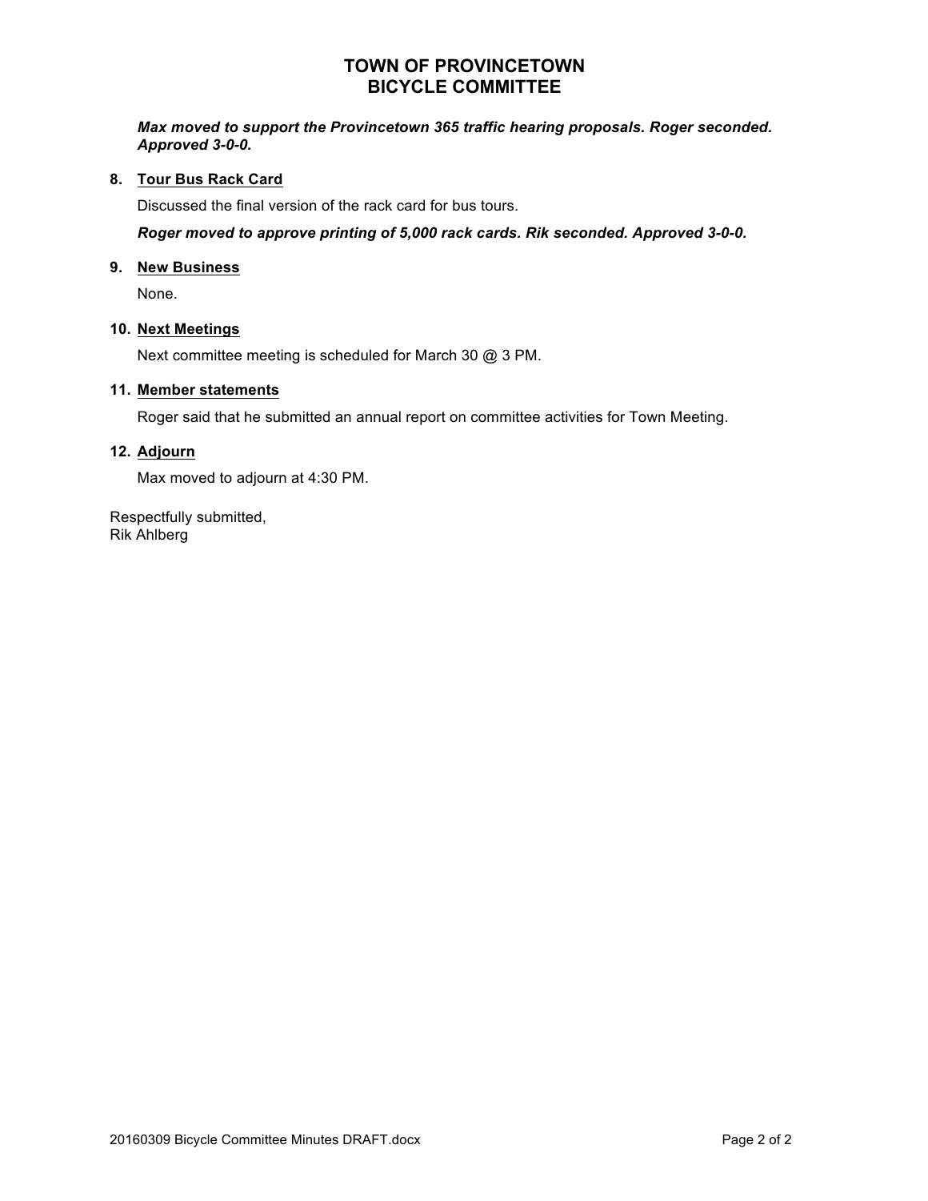# TOWN OF PROVINCETOWN
## BICYCLE COMMITTEE

***Max moved to support the Provincetown 365 traffic hearing proposals. Roger seconded. Approved 3-0-0.***

**8. Tour Bus Rack Card**

Discussed the final version of the rack card for bus tours.

***Roger moved to approve printing of 5,000 rack cards. Rik seconded. Approved 3-0-0.***

**9. New Business**

None.

**10. Next Meetings**

Next committee meeting is scheduled for March 30 @ 3 PM.

**11. Member statements**

Roger said that he submitted an annual report on committee activities for Town Meeting.

**12. Adjourn**

Max moved to adjourn at 4:30 PM.

Respectfully submitted,
Rik Ahlberg

20160309 Bicycle Committee Minutes DRAFT.docx